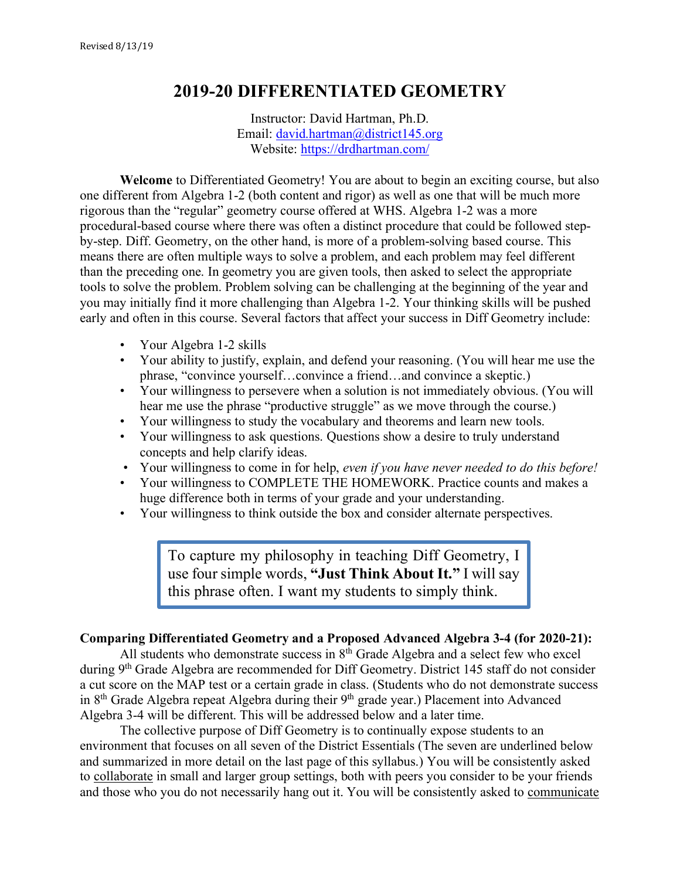Revised 8/13/19

# 2019-20 DIFFERENTIATED GEOMETRY

Instructor: David Hartman, Ph.D.
Email: [david.hartman@district145.org](mailto:david.hartman@district145.org)
Website: [https://drdhartman.com/](https://drdhartman.com/)

**Welcome** to Differentiated Geometry! You are about to begin an exciting course, but also one different from Algebra 1-2 (both content and rigor) as well as one that will be much more rigorous than the "regular" geometry course offered at WHS. Algebra 1-2 was a more procedural-based course where there was often a distinct procedure that could be followed step-by-step. Diff. Geometry, on the other hand, is more of a problem-solving based course. This means there are often multiple ways to solve a problem, and each problem may feel different than the preceding one. In geometry you are given tools, then asked to select the appropriate tools to solve the problem. Problem solving can be challenging at the beginning of the year and you may initially find it more challenging than Algebra 1-2. Your thinking skills will be pushed early and often in this course. Several factors that affect your success in Diff Geometry include:

- Your Algebra 1-2 skills
- Your ability to justify, explain, and defend your reasoning. (You will hear me use the phrase, "convince yourself…convince a friend…and convince a skeptic.)
- Your willingness to persevere when a solution is not immediately obvious. (You will hear me use the phrase "productive struggle" as we move through the course.)
- Your willingness to study the vocabulary and theorems and learn new tools.
- Your willingness to ask questions. Questions show a desire to truly understand concepts and help clarify ideas.
- Your willingness to come in for help, *even if you have never needed to do this before!*
- Your willingness to COMPLETE THE HOMEWORK. Practice counts and makes a huge difference both in terms of your grade and your understanding.
- Your willingness to think outside the box and consider alternate perspectives.

> To capture my philosophy in teaching Diff Geometry, I use four simple words, **"Just Think About It."** I will say this phrase often. I want my students to simply think.

**Comparing Differentiated Geometry and a Proposed Advanced Algebra 3-4 (for 2020-21):**

All students who demonstrate success in 8th Grade Algebra and a select few who excel during 9th Grade Algebra are recommended for Diff Geometry. District 145 staff do not consider a cut score on the MAP test or a certain grade in class. (Students who do not demonstrate success in 8th Grade Algebra repeat Algebra during their 9th grade year.) Placement into Advanced Algebra 3-4 will be different. This will be addressed below and a later time.

The collective purpose of Diff Geometry is to continually expose students to an environment that focuses on all seven of the District Essentials (The seven are underlined below and summarized in more detail on the last page of this syllabus.) You will be consistently asked to <u>collaborate</u> in small and larger group settings, both with peers you consider to be your friends and those who you do not necessarily hang out it. You will be consistently asked to <u>communicate</u>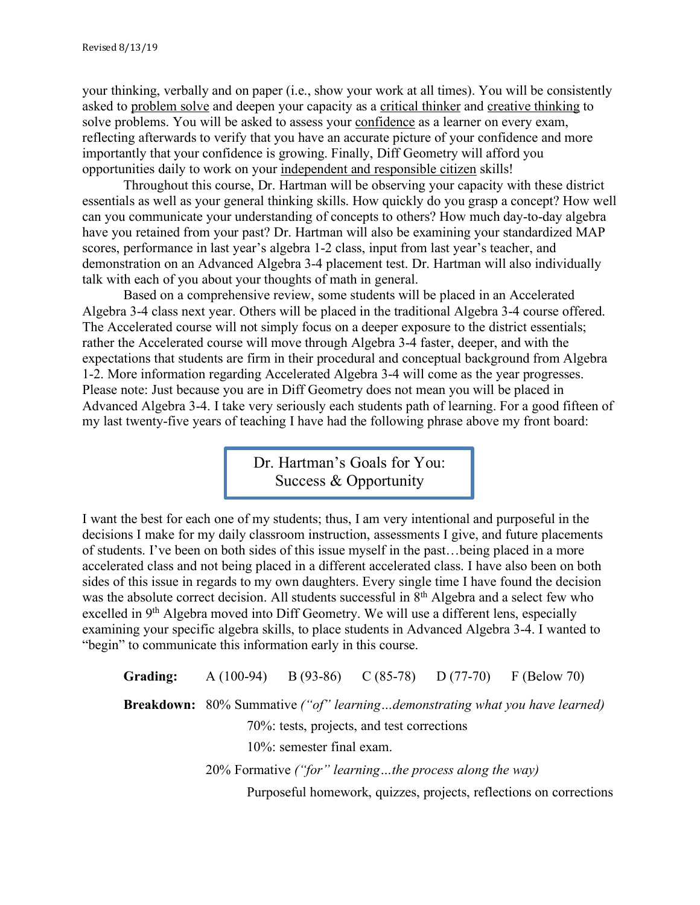your thinking, verbally and on paper (i.e., show your work at all times). You will be consistently asked to <u>problem solve</u> and deepen your capacity as a <u>critical thinker</u> and <u>creative thinking</u> to solve problems. You will be asked to assess your <u>confidence</u> as a learner on every exam, reflecting afterwards to verify that you have an accurate picture of your confidence and more importantly that your confidence is growing. Finally, Diff Geometry will afford you opportunities daily to work on your <u>independent and responsible citizen</u> skills!

Throughout this course, Dr. Hartman will be observing your capacity with these district essentials as well as your general thinking skills. How quickly do you grasp a concept? How well can you communicate your understanding of concepts to others? How much day-to-day algebra have you retained from your past? Dr. Hartman will also be examining your standardized MAP scores, performance in last year's algebra 1-2 class, input from last year's teacher, and demonstration on an Advanced Algebra 3-4 placement test. Dr. Hartman will also individually talk with each of you about your thoughts of math in general.

Based on a comprehensive review, some students will be placed in an Accelerated Algebra 3-4 class next year. Others will be placed in the traditional Algebra 3-4 course offered. The Accelerated course will not simply focus on a deeper exposure to the district essentials; rather the Accelerated course will move through Algebra 3-4 faster, deeper, and with the expectations that students are firm in their procedural and conceptual background from Algebra 1-2. More information regarding Accelerated Algebra 3-4 will come as the year progresses. Please note: Just because you are in Diff Geometry does not mean you will be placed in Advanced Algebra 3-4. I take very seriously each students path of learning. For a good fifteen of my last twenty-five years of teaching I have had the following phrase above my front board:

> Dr. Hartman's Goals for You:
> Success & Opportunity

I want the best for each one of my students; thus, I am very intentional and purposeful in the decisions I make for my daily classroom instruction, assessments I give, and future placements of students. I've been on both sides of this issue myself in the past…being placed in a more accelerated class and not being placed in a different accelerated class. I have also been on both sides of this issue in regards to my own daughters. Every single time I have found the decision was the absolute correct decision. All students successful in 8th Algebra and a select few who excelled in 9th Algebra moved into Diff Geometry. We will use a different lens, especially examining your specific algebra skills, to place students in Advanced Algebra 3-4. I wanted to "begin" to communicate this information early in this course.

**Grading:** A (100-94) B (93-86) C (85-78) D (77-70) F (Below 70)

**Breakdown:** 80% Summative *("of" learning…demonstrating what you have learned)*

- 70%: tests, projects, and test corrections
- 10%: semester final exam.

20% Formative *("for" learning…the process along the way)*

- Purposeful homework, quizzes, projects, reflections on corrections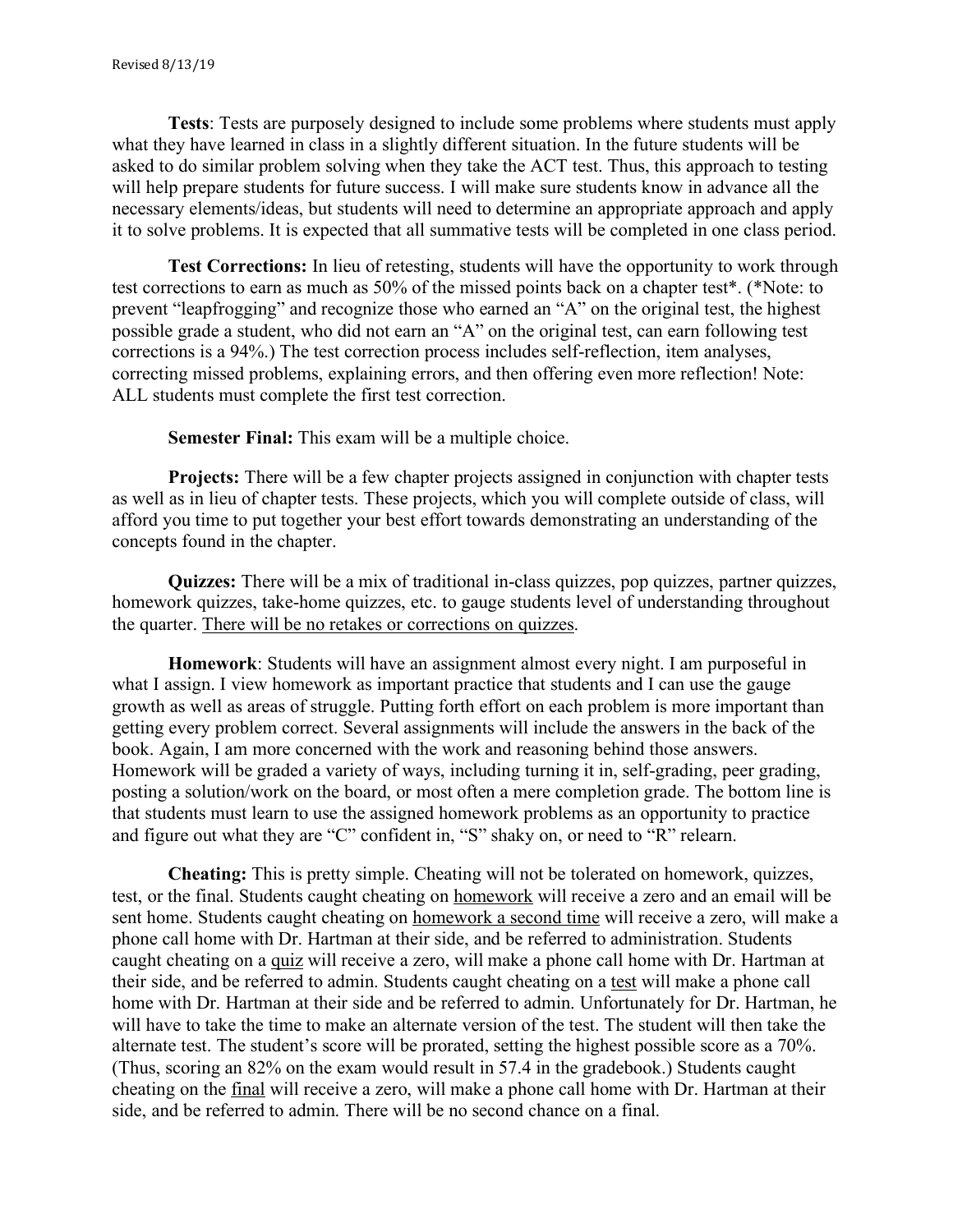**Tests**: Tests are purposely designed to include some problems where students must apply what they have learned in class in a slightly different situation. In the future students will be asked to do similar problem solving when they take the ACT test. Thus, this approach to testing will help prepare students for future success. I will make sure students know in advance all the necessary elements/ideas, but students will need to determine an appropriate approach and apply it to solve problems. It is expected that all summative tests will be completed in one class period.

**Test Corrections:** In lieu of retesting, students will have the opportunity to work through test corrections to earn as much as 50% of the missed points back on a chapter test*. (*Note: to prevent "leapfrogging" and recognize those who earned an "A" on the original test, the highest possible grade a student, who did not earn an "A" on the original test, can earn following test corrections is a 94%.) The test correction process includes self-reflection, item analyses, correcting missed problems, explaining errors, and then offering even more reflection! Note: ALL students must complete the first test correction.

**Semester Final:** This exam will be a multiple choice.

**Projects:** There will be a few chapter projects assigned in conjunction with chapter tests as well as in lieu of chapter tests. These projects, which you will complete outside of class, will afford you time to put together your best effort towards demonstrating an understanding of the concepts found in the chapter.

**Quizzes:** There will be a mix of traditional in-class quizzes, pop quizzes, partner quizzes, homework quizzes, take-home quizzes, etc. to gauge students level of understanding throughout the quarter. <u>There will be no retakes or corrections on quizzes</u>.

**Homework**: Students will have an assignment almost every night. I am purposeful in what I assign. I view homework as important practice that students and I can use the gauge growth as well as areas of struggle. Putting forth effort on each problem is more important than getting every problem correct. Several assignments will include the answers in the back of the book. Again, I am more concerned with the work and reasoning behind those answers. Homework will be graded a variety of ways, including turning it in, self-grading, peer grading, posting a solution/work on the board, or most often a mere completion grade. The bottom line is that students must learn to use the assigned homework problems as an opportunity to practice and figure out what they are "C" confident in, "S" shaky on, or need to "R" relearn.

**Cheating:** This is pretty simple. Cheating will not be tolerated on homework, quizzes, test, or the final. Students caught cheating on <u>homework</u> will receive a zero and an email will be sent home. Students caught cheating on <u>homework a second time</u> will receive a zero, will make a phone call home with Dr. Hartman at their side, and be referred to administration. Students caught cheating on a <u>quiz</u> will receive a zero, will make a phone call home with Dr. Hartman at their side, and be referred to admin. Students caught cheating on a <u>test</u> will make a phone call home with Dr. Hartman at their side and be referred to admin. Unfortunately for Dr. Hartman, he will have to take the time to make an alternate version of the test. The student will then take the alternate test. The student's score will be prorated, setting the highest possible score as a 70%. (Thus, scoring an 82% on the exam would result in 57.4 in the gradebook.) Students caught cheating on the <u>final</u> will receive a zero, will make a phone call home with Dr. Hartman at their side, and be referred to admin. There will be no second chance on a final.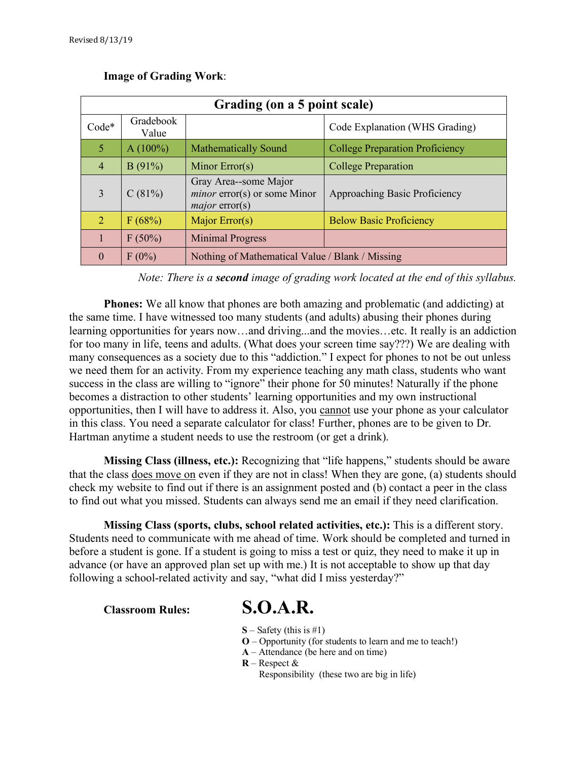**Image of Grading Work**:

| Grading (on a 5 point scale) | | | |
|---|---|---|---|
| Code* | Gradebook Value | | Code Explanation (WHS Grading) |
| 5 | A (100%) | Mathematically Sound | College Preparation Proficiency |
| 4 | B (91%) | Minor Error(s) | College Preparation |
| 3 | C (81%) | Gray Area--some Major *minor* error(s) or some Minor *major* error(s) | Approaching Basic Proficiency |
| 2 | F (68%) | Major Error(s) | Below Basic Proficiency |
| 1 | F (50%) | Minimal Progress | |
| 0 | F (0%) | Nothing of Mathematical Value / Blank / Missing | |

*Note: There is a **second** image of grading work located at the end of this syllabus.*

**Phones:** We all know that phones are both amazing and problematic (and addicting) at the same time. I have witnessed too many students (and adults) abusing their phones during learning opportunities for years now…and driving...and the movies…etc. It really is an addiction for too many in life, teens and adults. (What does your screen time say???) We are dealing with many consequences as a society due to this "addiction." I expect for phones to not be out unless we need them for an activity. From my experience teaching any math class, students who want success in the class are willing to "ignore" their phone for 50 minutes! Naturally if the phone becomes a distraction to other students' learning opportunities and my own instructional opportunities, then I will have to address it. Also, you cannot use your phone as your calculator in this class. You need a separate calculator for class! Further, phones are to be given to Dr. Hartman anytime a student needs to use the restroom (or get a drink).

**Missing Class (illness, etc.):** Recognizing that "life happens," students should be aware that the class does move on even if they are not in class! When they are gone, (a) students should check my website to find out if there is an assignment posted and (b) contact a peer in the class to find out what you missed. Students can always send me an email if they need clarification.

**Missing Class (sports, clubs, school related activities, etc.):** This is a different story. Students need to communicate with me ahead of time. Work should be completed and turned in before a student is gone. If a student is going to miss a test or quiz, they need to make it up in advance (or have an approved plan set up with me.) It is not acceptable to show up that day following a school-related activity and say, "what did I miss yesterday?"

**Classroom Rules:** **S.O.A.R.**

- **S** – Safety (this is #1)
- **O** – Opportunity (for students to learn and me to teach!)
- **A** – Attendance (be here and on time)
- **R** – Respect & Responsibility (these two are big in life)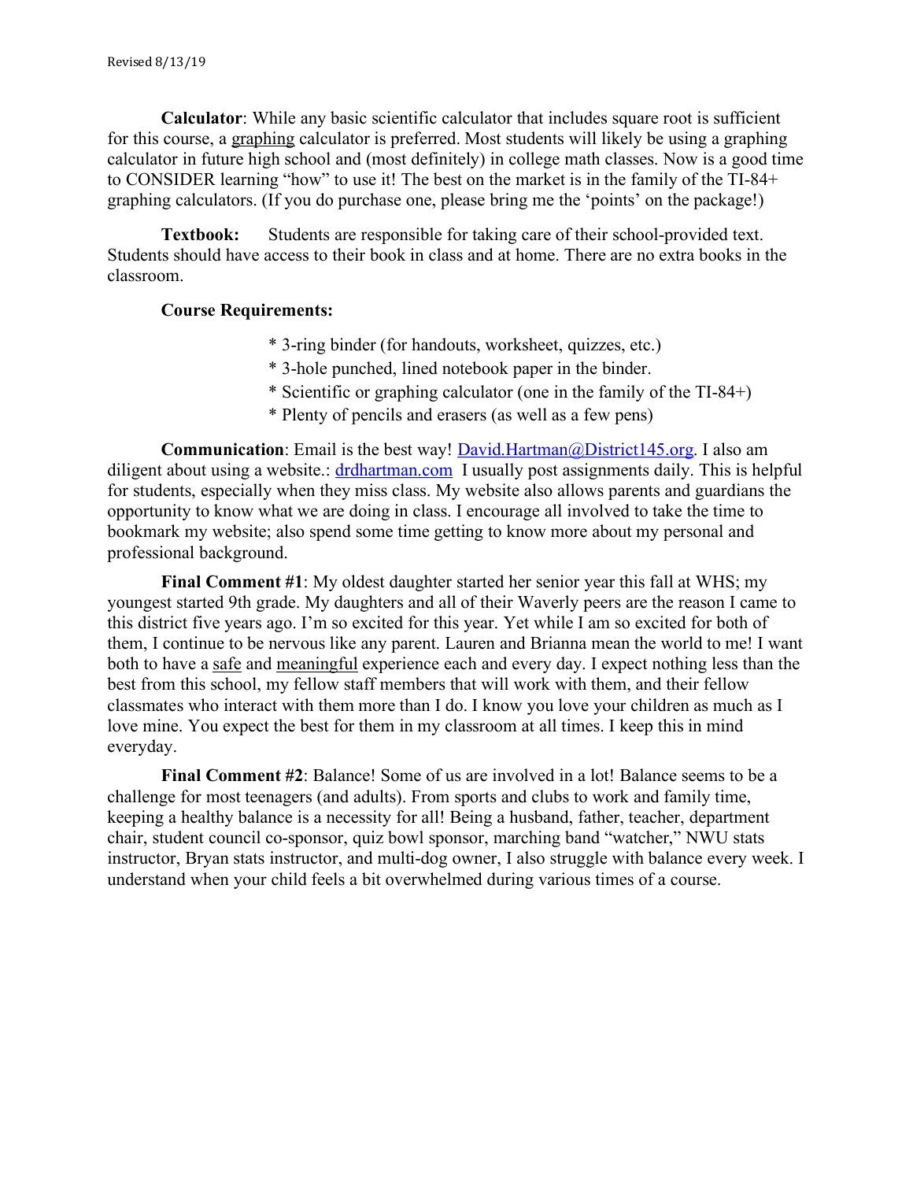**Calculator**: While any basic scientific calculator that includes square root is sufficient for this course, a graphing calculator is preferred. Most students will likely be using a graphing calculator in future high school and (most definitely) in college math classes. Now is a good time to CONSIDER learning "how" to use it! The best on the market is in the family of the TI-84+ graphing calculators. (If you do purchase one, please bring me the 'points' on the package!)

**Textbook:** Students are responsible for taking care of their school-provided text. Students should have access to their book in class and at home. There are no extra books in the classroom.

**Course Requirements:**

* 3-ring binder (for handouts, worksheet, quizzes, etc.)
* 3-hole punched, lined notebook paper in the binder.
* Scientific or graphing calculator (one in the family of the TI-84+)
* Plenty of pencils and erasers (as well as a few pens)

**Communication**: Email is the best way! David.Hartman@District145.org. I also am diligent about using a website.: drdhartman.com I usually post assignments daily. This is helpful for students, especially when they miss class. My website also allows parents and guardians the opportunity to know what we are doing in class. I encourage all involved to take the time to bookmark my website; also spend some time getting to know more about my personal and professional background.

**Final Comment #1**: My oldest daughter started her senior year this fall at WHS; my youngest started 9th grade. My daughters and all of their Waverly peers are the reason I came to this district five years ago. I'm so excited for this year. Yet while I am so excited for both of them, I continue to be nervous like any parent. Lauren and Brianna mean the world to me! I want both to have a safe and meaningful experience each and every day. I expect nothing less than the best from this school, my fellow staff members that will work with them, and their fellow classmates who interact with them more than I do. I know you love your children as much as I love mine. You expect the best for them in my classroom at all times. I keep this in mind everyday.

**Final Comment #2**: Balance! Some of us are involved in a lot! Balance seems to be a challenge for most teenagers (and adults). From sports and clubs to work and family time, keeping a healthy balance is a necessity for all! Being a husband, father, teacher, department chair, student council co-sponsor, quiz bowl sponsor, marching band "watcher," NWU stats instructor, Bryan stats instructor, and multi-dog owner, I also struggle with balance every week. I understand when your child feels a bit overwhelmed during various times of a course.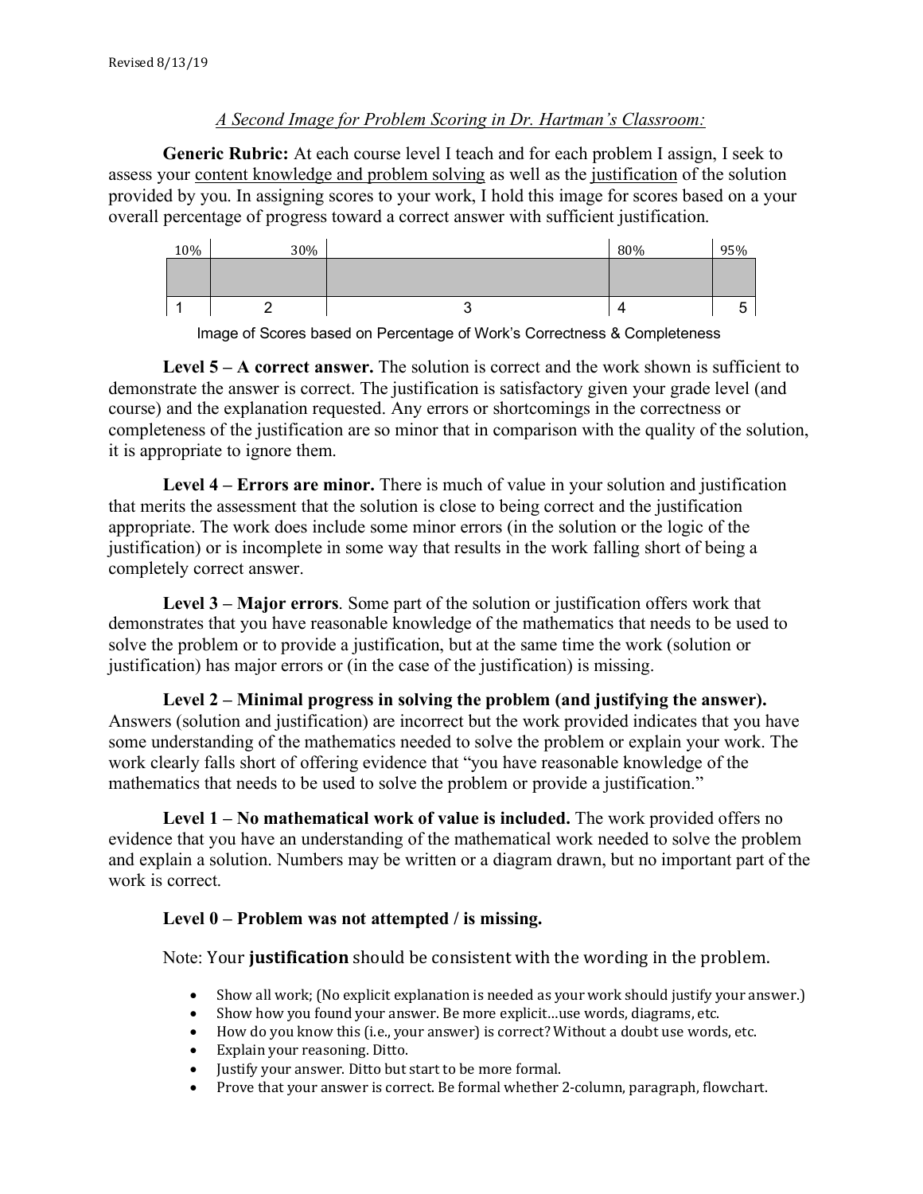*A Second Image for Problem Scoring in Dr. Hartman's Classroom:*

**Generic Rubric:** At each course level I teach and for each problem I assign, I seek to assess your content knowledge and problem solving as well as the justification of the solution provided by you. In assigning scores to your work, I hold this image for scores based on a your overall percentage of progress toward a correct answer with sufficient justification.

| 10% | 30% | | 80% | 95% |
|---|---|---|---|---|
| | | | | |
| 1 | 2 | 3 | 4 | 5 |

Image of Scores based on Percentage of Work's Correctness & Completeness

**Level 5 – A correct answer.** The solution is correct and the work shown is sufficient to demonstrate the answer is correct. The justification is satisfactory given your grade level (and course) and the explanation requested. Any errors or shortcomings in the correctness or completeness of the justification are so minor that in comparison with the quality of the solution, it is appropriate to ignore them.

**Level 4 – Errors are minor.** There is much of value in your solution and justification that merits the assessment that the solution is close to being correct and the justification appropriate. The work does include some minor errors (in the solution or the logic of the justification) or is incomplete in some way that results in the work falling short of being a completely correct answer.

**Level 3 – Major errors**. Some part of the solution or justification offers work that demonstrates that you have reasonable knowledge of the mathematics that needs to be used to solve the problem or to provide a justification, but at the same time the work (solution or justification) has major errors or (in the case of the justification) is missing.

**Level 2 – Minimal progress in solving the problem (and justifying the answer).** Answers (solution and justification) are incorrect but the work provided indicates that you have some understanding of the mathematics needed to solve the problem or explain your work. The work clearly falls short of offering evidence that "you have reasonable knowledge of the mathematics that needs to be used to solve the problem or provide a justification."

**Level 1 – No mathematical work of value is included.** The work provided offers no evidence that you have an understanding of the mathematical work needed to solve the problem and explain a solution. Numbers may be written or a diagram drawn, but no important part of the work is correct.

**Level 0 – Problem was not attempted / is missing.**

Note: Your **justification** should be consistent with the wording in the problem.

- Show all work; (No explicit explanation is needed as your work should justify your answer.)
- Show how you found your answer. Be more explicit…use words, diagrams, etc.
- How do you know this (i.e., your answer) is correct? Without a doubt use words, etc.
- Explain your reasoning. Ditto.
- Justify your answer. Ditto but start to be more formal.
- Prove that your answer is correct. Be formal whether 2-column, paragraph, flowchart.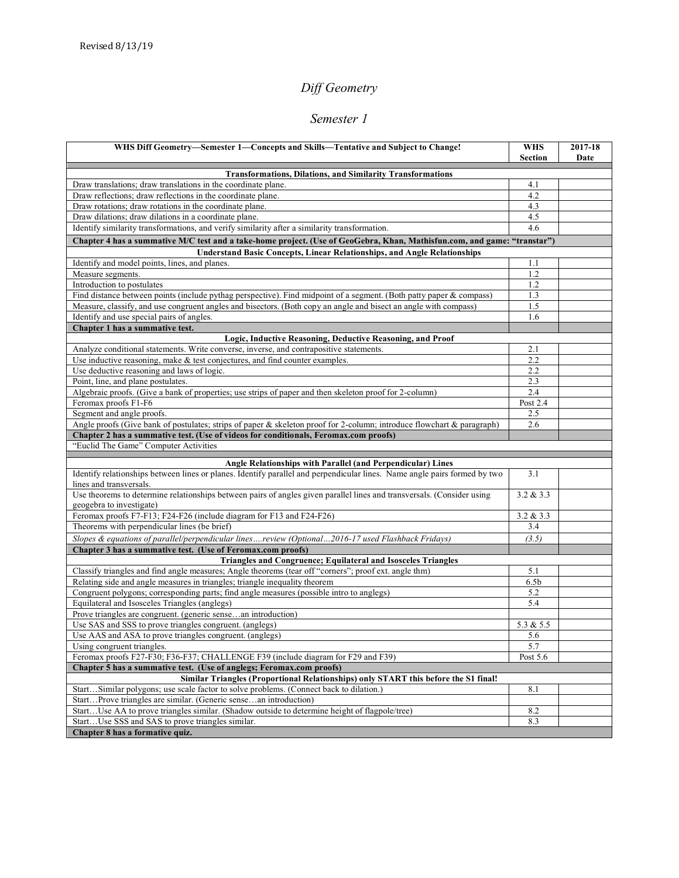Revised 8/13/19

# *Diff Geometry*

## *Semester 1*

| WHS Diff Geometry—Semester 1—Concepts and Skills—Tentative and Subject to Change! | WHS Section | 2017-18 Date |
|---|---|---|
| **Transformations, Dilations, and Similarity Transformations** | | |
| Draw translations; draw translations in the coordinate plane. | 4.1 | |
| Draw reflections; draw reflections in the coordinate plane. | 4.2 | |
| Draw rotations; draw rotations in the coordinate plane. | 4.3 | |
| Draw dilations; draw dilations in a coordinate plane. | 4.5 | |
| Identify similarity transformations, and verify similarity after a similarity transformation. | 4.6 | |
| **Chapter 4 has a summative M/C test and a take-home project. (Use of GeoGebra, Khan, Mathisfun.com, and game: "transtar")** | | |
| **Understand Basic Concepts, Linear Relationships, and Angle Relationships** | | |
| Identify and model points, lines, and planes. | 1.1 | |
| Measure segments. | 1.2 | |
| Introduction to postulates | 1.2 | |
| Find distance between points (include pythag perspective). Find midpoint of a segment. (Both patty paper & compass) | 1.3 | |
| Measure, classify, and use congruent angles and bisectors. (Both copy an angle and bisect an angle with compass) | 1.5 | |
| Identify and use special pairs of angles. | 1.6 | |
| **Chapter 1 has a summative test.** | | |
| **Logic, Inductive Reasoning, Deductive Reasoning, and Proof** | | |
| Analyze conditional statements. Write converse, inverse, and contrapositive statements. | 2.1 | |
| Use inductive reasoning, make & test conjectures, and find counter examples. | 2.2 | |
| Use deductive reasoning and laws of logic. | 2.2 | |
| Point, line, and plane postulates. | 2.3 | |
| Algebraic proofs. (Give a bank of properties; use strips of paper and then skeleton proof for 2-column) | 2.4 | |
| Feromax proofs F1-F6 | Post 2.4 | |
| Segment and angle proofs. | 2.5 | |
| Angle proofs (Give bank of postulates; strips of paper & skeleton proof for 2-column; introduce flowchart & paragraph) | 2.6 | |
| **Chapter 2 has a summative test. (Use of videos for conditionals, Feromax.com proofs)** | | |
| "Euclid The Game" Computer Activities | | |
| **Angle Relationships with Parallel (and Perpendicular) Lines** | | |
| Identify relationships between lines or planes. Identify parallel and perpendicular lines. Name angle pairs formed by two lines and transversals. | 3.1 | |
| Use theorems to determine relationships between pairs of angles given parallel lines and transversals. (Consider using geogebra to investigate) | 3.2 & 3.3 | |
| Feromax proofs F7-F13; F24-F26 (include diagram for F13 and F24-F26) | 3.2 & 3.3 | |
| Theorems with perpendicular lines (be brief) | 3.4 | |
| *Slopes & equations of parallel/perpendicular lines….review (Optional…2016-17 used Flashback Fridays)* | *(3.5)* | |
| **Chapter 3 has a summative test. (Use of Feromax.com proofs)** | | |
| **Triangles and Congruence; Equilateral and Isosceles Triangles** | | |
| Classify triangles and find angle measures; Angle theorems (tear off "corners"; proof ext. angle thm) | 5.1 | |
| Relating side and angle measures in triangles; triangle inequality theorem | 6.5b | |
| Congruent polygons; corresponding parts; find angle measures (possible intro to anglegs) | 5.2 | |
| Equilateral and Isosceles Triangles (anglegs) | 5.4 | |
| Prove triangles are congruent. (generic sense…an introduction) | | |
| Use SAS and SSS to prove triangles congruent. (anglegs) | 5.3 & 5.5 | |
| Use AAS and ASA to prove triangles congruent. (anglegs) | 5.6 | |
| Using congruent triangles. | 5.7 | |
| Feromax proofs F27-F30; F36-F37; CHALLENGE F39 (include diagram for F29 and F39) | Post 5.6 | |
| **Chapter 5 has a summative test. (Use of anglegs; Feromax.com proofs)** | | |
| **Similar Triangles (Proportional Relationships) only START this before the S1 final!** | | |
| Start…Similar polygons; use scale factor to solve problems. (Connect back to dilation.) | 8.1 | |
| Start…Prove triangles are similar. (Generic sense…an introduction) | | |
| Start…Use AA to prove triangles similar. (Shadow outside to determine height of flagpole/tree) | 8.2 | |
| Start…Use SSS and SAS to prove triangles similar. | 8.3 | |
| **Chapter 8 has a formative quiz.** | | |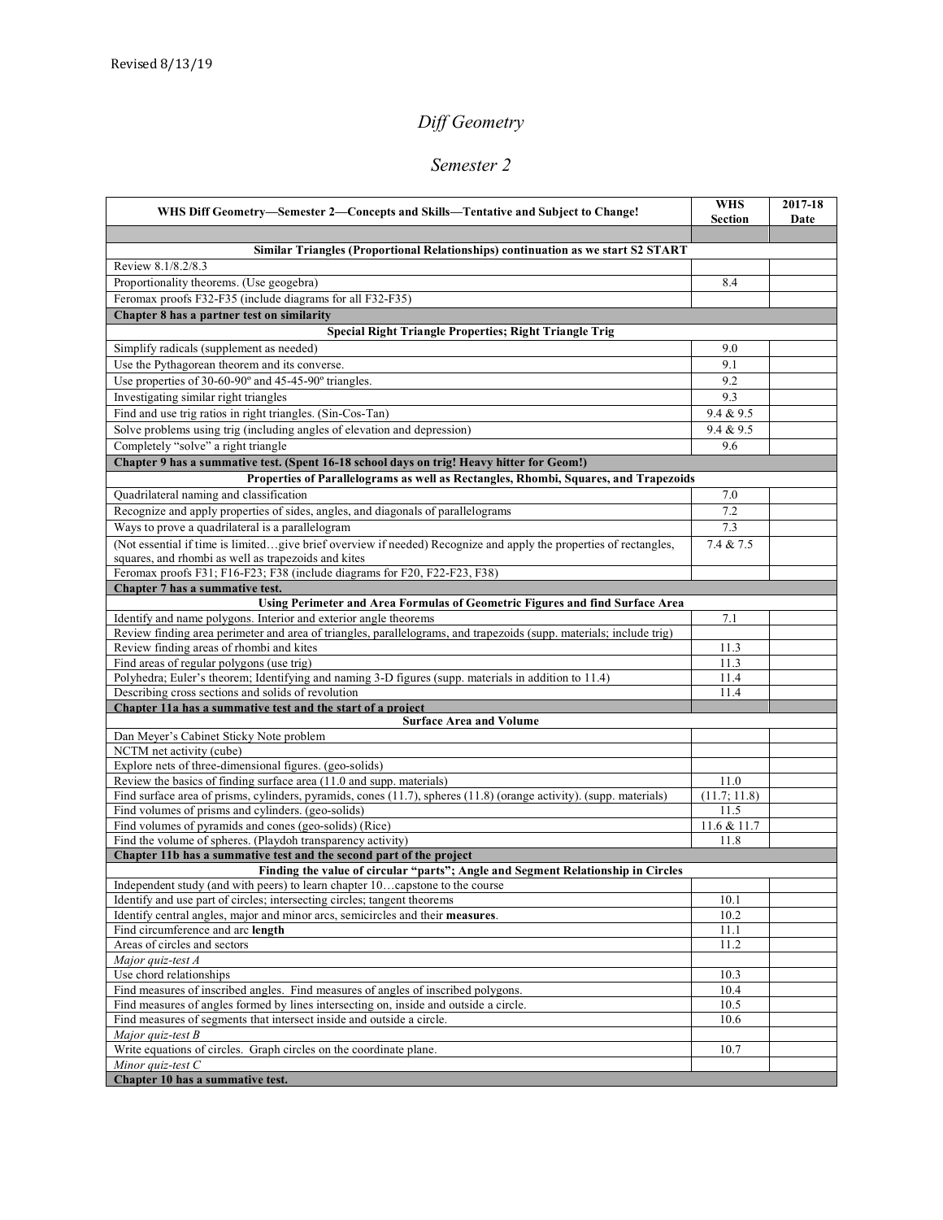Revised 8/13/19

# *Diff Geometry*

## *Semester 2*

| WHS Diff Geometry—Semester 2—Concepts and Skills—Tentative and Subject to Change! | WHS Section | 2017-18 Date |
|---|---|---|
| | | |
| **Similar Triangles (Proportional Relationships) continuation as we start S2 START** | | |
| Review 8.1/8.2/8.3 | | |
| Proportionality theorems. (Use geogebra) | 8.4 | |
| Feromax proofs F32-F35 (include diagrams for all F32-F35) | | |
| **Chapter 8 has a partner test on similarity** | | |
| **Special Right Triangle Properties; Right Triangle Trig** | | |
| Simplify radicals (supplement as needed) | 9.0 | |
| Use the Pythagorean theorem and its converse. | 9.1 | |
| Use properties of 30-60-90º and 45-45-90º triangles. | 9.2 | |
| Investigating similar right triangles | 9.3 | |
| Find and use trig ratios in right triangles. (Sin-Cos-Tan) | 9.4 & 9.5 | |
| Solve problems using trig (including angles of elevation and depression) | 9.4 & 9.5 | |
| Completely "solve" a right triangle | 9.6 | |
| **Chapter 9 has a summative test. (Spent 16-18 school days on trig! Heavy hitter for Geom!)** | | |
| **Properties of Parallelograms as well as Rectangles, Rhombi, Squares, and Trapezoids** | | |
| Quadrilateral naming and classification | 7.0 | |
| Recognize and apply properties of sides, angles, and diagonals of parallelograms | 7.2 | |
| Ways to prove a quadrilateral is a parallelogram | 7.3 | |
| (Not essential if time is limited…give brief overview if needed) Recognize and apply the properties of rectangles, squares, and rhombi as well as trapezoids and kites | 7.4 & 7.5 | |
| Feromax proofs F31; F16-F23; F38 (include diagrams for F20, F22-F23, F38) | | |
| **Chapter 7 has a summative test.** | | |
| **Using Perimeter and Area Formulas of Geometric Figures and find Surface Area** | | |
| Identify and name polygons. Interior and exterior angle theorems | 7.1 | |
| Review finding area perimeter and area of triangles, parallelograms, and trapezoids (supp. materials; include trig) | | |
| Review finding areas of rhombi and kites | 11.3 | |
| Find areas of regular polygons (use trig) | 11.3 | |
| Polyhedra; Euler's theorem; Identifying and naming 3-D figures (supp. materials in addition to 11.4) | 11.4 | |
| Describing cross sections and solids of revolution | 11.4 | |
| **Chapter 11a has a summative test and the start of a project** | | |
| **Surface Area and Volume** | | |
| Dan Meyer's Cabinet Sticky Note problem | | |
| NCTM net activity (cube) | | |
| Explore nets of three-dimensional figures. (geo-solids) | | |
| Review the basics of finding surface area (11.0 and supp. materials) | 11.0 | |
| Find surface area of prisms, cylinders, pyramids, cones (11.7), spheres (11.8) (orange activity). (supp. materials) | (11.7; 11.8) | |
| Find volumes of prisms and cylinders. (geo-solids) | 11.5 | |
| Find volumes of pyramids and cones (geo-solids) (Rice) | 11.6 & 11.7 | |
| Find the volume of spheres. (Playdoh transparency activity) | 11.8 | |
| **Chapter 11b has a summative test and the second part of the project** | | |
| **Finding the value of circular "parts"; Angle and Segment Relationship in Circles** | | |
| Independent study (and with peers) to learn chapter 10…capstone to the course | | |
| Identify and use part of circles; intersecting circles; tangent theorems | 10.1 | |
| Identify central angles, major and minor arcs, semicircles and their **measures**. | 10.2 | |
| Find circumference and arc **length** | 11.1 | |
| Areas of circles and sectors | 11.2 | |
| *Major quiz-test A* | | |
| Use chord relationships | 10.3 | |
| Find measures of inscribed angles. Find measures of angles of inscribed polygons. | 10.4 | |
| Find measures of angles formed by lines intersecting on, inside and outside a circle. | 10.5 | |
| Find measures of segments that intersect inside and outside a circle. | 10.6 | |
| *Major quiz-test B* | | |
| Write equations of circles. Graph circles on the coordinate plane. | 10.7 | |
| *Minor quiz-test C* | | |
| **Chapter 10 has a summative test.** | | |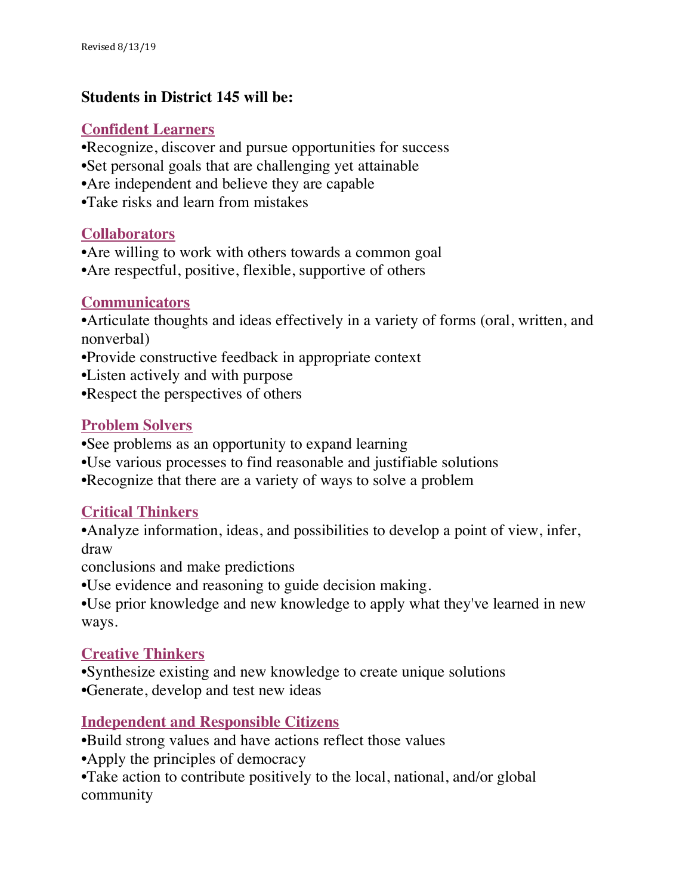Revised 8/13/19

**Students in District 145 will be:**

**Confident Learners**

- Recognize, discover and pursue opportunities for success
- Set personal goals that are challenging yet attainable
- Are independent and believe they are capable
- Take risks and learn from mistakes

**Collaborators**

- Are willing to work with others towards a common goal
- Are respectful, positive, flexible, supportive of others

**Communicators**

- Articulate thoughts and ideas effectively in a variety of forms (oral, written, and nonverbal)
- Provide constructive feedback in appropriate context
- Listen actively and with purpose
- Respect the perspectives of others

**Problem Solvers**

- See problems as an opportunity to expand learning
- Use various processes to find reasonable and justifiable solutions
- Recognize that there are a variety of ways to solve a problem

**Critical Thinkers**

- Analyze information, ideas, and possibilities to develop a point of view, infer, draw conclusions and make predictions
- Use evidence and reasoning to guide decision making.
- Use prior knowledge and new knowledge to apply what they've learned in new ways.

**Creative Thinkers**

- Synthesize existing and new knowledge to create unique solutions
- Generate, develop and test new ideas

**Independent and Responsible Citizens**

- Build strong values and have actions reflect those values
- Apply the principles of democracy
- Take action to contribute positively to the local, national, and/or global community